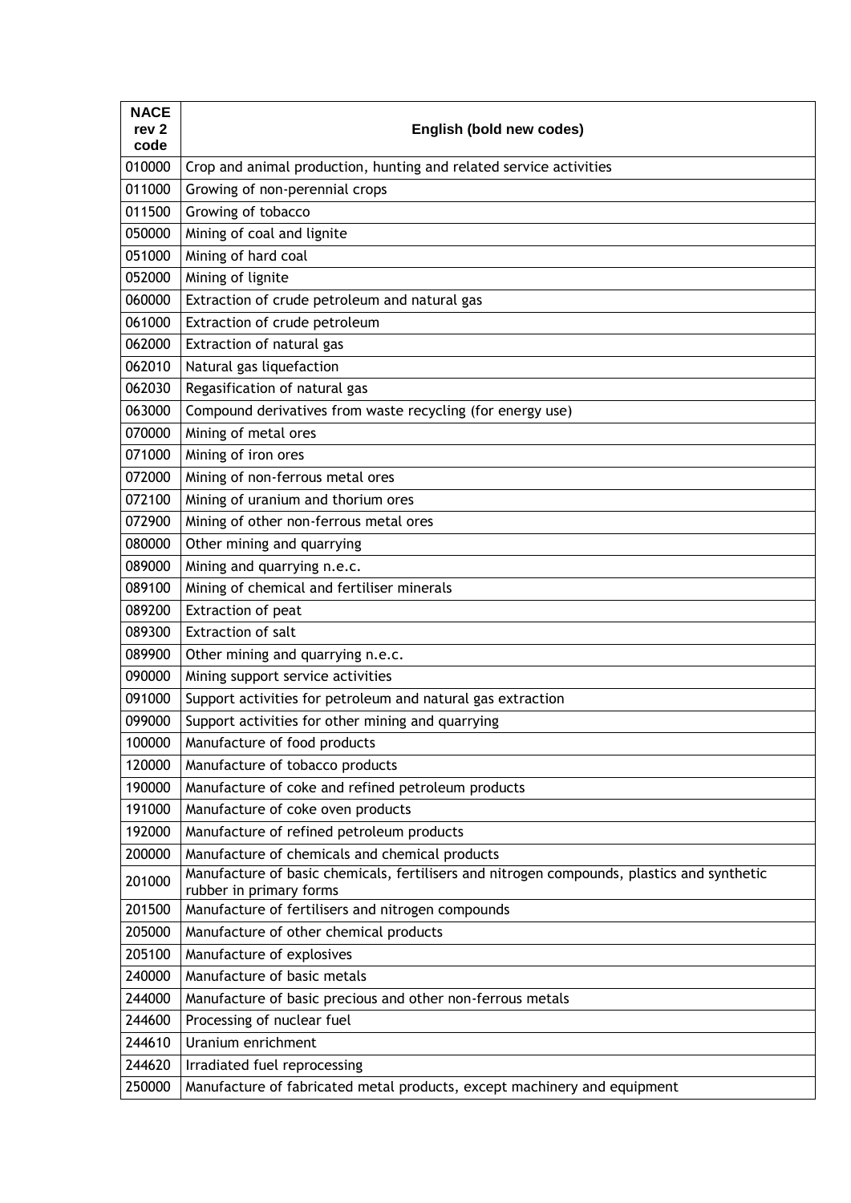| NACE rev 2 code | English (bold new codes) |
|---|---|
| 010000 | Crop and animal production, hunting and related service activities |
| 011000 | Growing of non-perennial crops |
| 011500 | Growing of tobacco |
| 050000 | Mining of coal and lignite |
| 051000 | Mining of hard coal |
| 052000 | Mining of lignite |
| 060000 | Extraction of crude petroleum and natural gas |
| 061000 | Extraction of crude petroleum |
| 062000 | Extraction of natural gas |
| 062010 | Natural gas liquefaction |
| 062030 | Regasification of natural gas |
| 063000 | Compound derivatives from waste recycling (for energy use) |
| 070000 | Mining of metal ores |
| 071000 | Mining of iron ores |
| 072000 | Mining of non-ferrous metal ores |
| 072100 | Mining of uranium and thorium ores |
| 072900 | Mining of other non-ferrous metal ores |
| 080000 | Other mining and quarrying |
| 089000 | Mining and quarrying n.e.c. |
| 089100 | Mining of chemical and fertiliser minerals |
| 089200 | Extraction of peat |
| 089300 | Extraction of salt |
| 089900 | Other mining and quarrying n.e.c. |
| 090000 | Mining support service activities |
| 091000 | Support activities for petroleum and natural gas extraction |
| 099000 | Support activities for other mining and quarrying |
| 100000 | Manufacture of food products |
| 120000 | Manufacture of tobacco products |
| 190000 | Manufacture of coke and refined petroleum products |
| 191000 | Manufacture of coke oven products |
| 192000 | Manufacture of refined petroleum products |
| 200000 | Manufacture of chemicals and chemical products |
| 201000 | Manufacture of basic chemicals, fertilisers and nitrogen compounds, plastics and synthetic rubber in primary forms |
| 201500 | Manufacture of fertilisers and nitrogen compounds |
| 205000 | Manufacture of other chemical products |
| 205100 | Manufacture of explosives |
| 240000 | Manufacture of basic metals |
| 244000 | Manufacture of basic precious and other non-ferrous metals |
| 244600 | Processing of nuclear fuel |
| 244610 | Uranium enrichment |
| 244620 | Irradiated fuel reprocessing |
| 250000 | Manufacture of fabricated metal products, except machinery and equipment |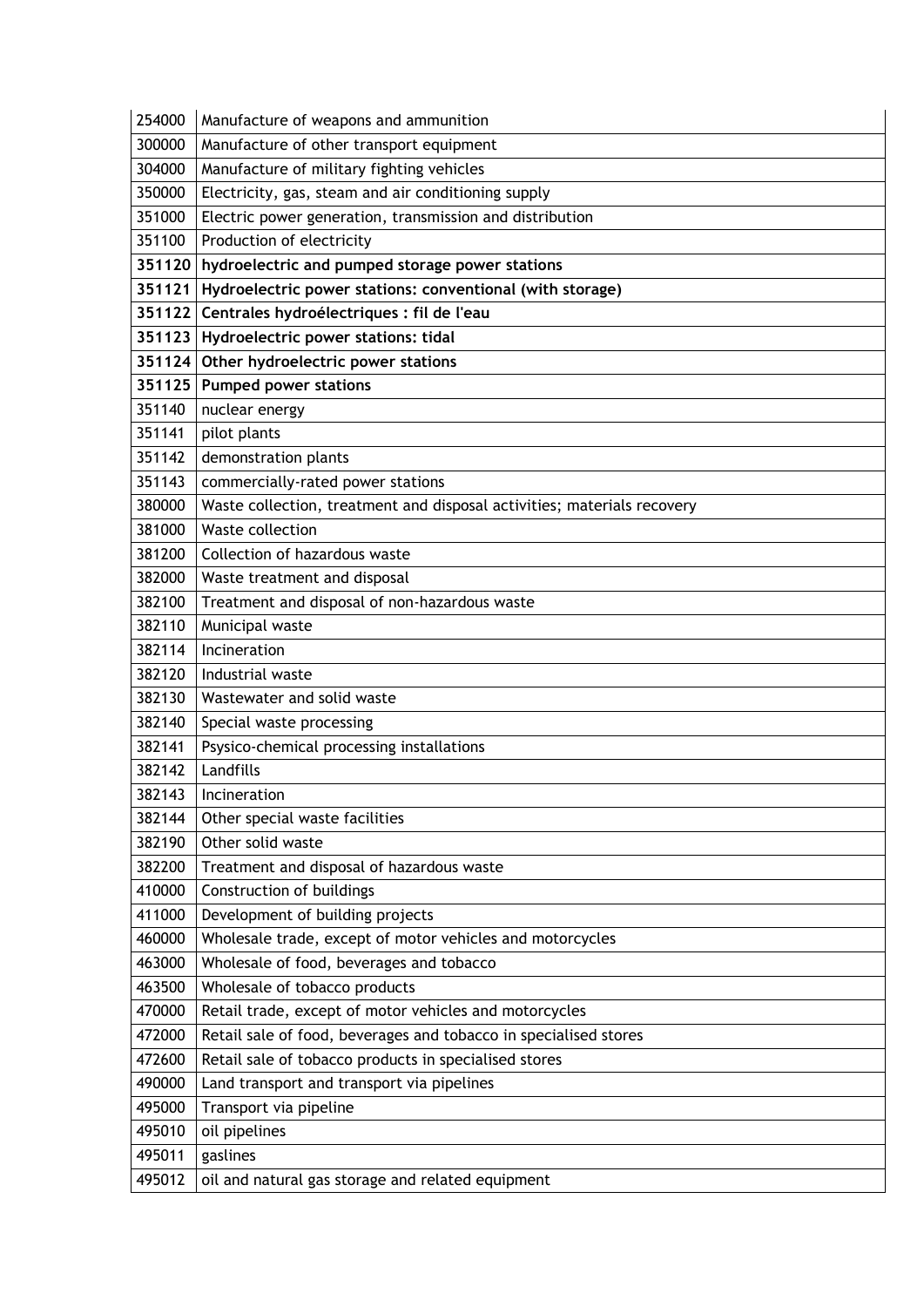| | |
|---|---|
| 254000 | Manufacture of weapons and ammunition |
| 300000 | Manufacture of other transport equipment |
| 304000 | Manufacture of military fighting vehicles |
| 350000 | Electricity, gas, steam and air conditioning supply |
| 351000 | Electric power generation, transmission and distribution |
| 351100 | Production of electricity |
| **351120** | **hydroelectric and pumped storage power stations** |
| **351121** | **Hydroelectric power stations: conventional (with storage)** |
| **351122** | **Centrales hydroélectriques : fil de l'eau** |
| **351123** | **Hydroelectric power stations: tidal** |
| **351124** | **Other hydroelectric power stations** |
| **351125** | **Pumped power stations** |
| 351140 | nuclear energy |
| 351141 | pilot plants |
| 351142 | demonstration plants |
| 351143 | commercially-rated power stations |
| 380000 | Waste collection, treatment and disposal activities; materials recovery |
| 381000 | Waste collection |
| 381200 | Collection of hazardous waste |
| 382000 | Waste treatment and disposal |
| 382100 | Treatment and disposal of non-hazardous waste |
| 382110 | Municipal waste |
| 382114 | Incineration |
| 382120 | Industrial waste |
| 382130 | Wastewater and solid waste |
| 382140 | Special waste processing |
| 382141 | Psysico-chemical processing installations |
| 382142 | Landfills |
| 382143 | Incineration |
| 382144 | Other special waste facilities |
| 382190 | Other solid waste |
| 382200 | Treatment and disposal of hazardous waste |
| 410000 | Construction of buildings |
| 411000 | Development of building projects |
| 460000 | Wholesale trade, except of motor vehicles and motorcycles |
| 463000 | Wholesale of food, beverages and tobacco |
| 463500 | Wholesale of tobacco products |
| 470000 | Retail trade, except of motor vehicles and motorcycles |
| 472000 | Retail sale of food, beverages and tobacco in specialised stores |
| 472600 | Retail sale of tobacco products in specialised stores |
| 490000 | Land transport and transport via pipelines |
| 495000 | Transport via pipeline |
| 495010 | oil pipelines |
| 495011 | gaslines |
| 495012 | oil and natural gas storage and related equipment |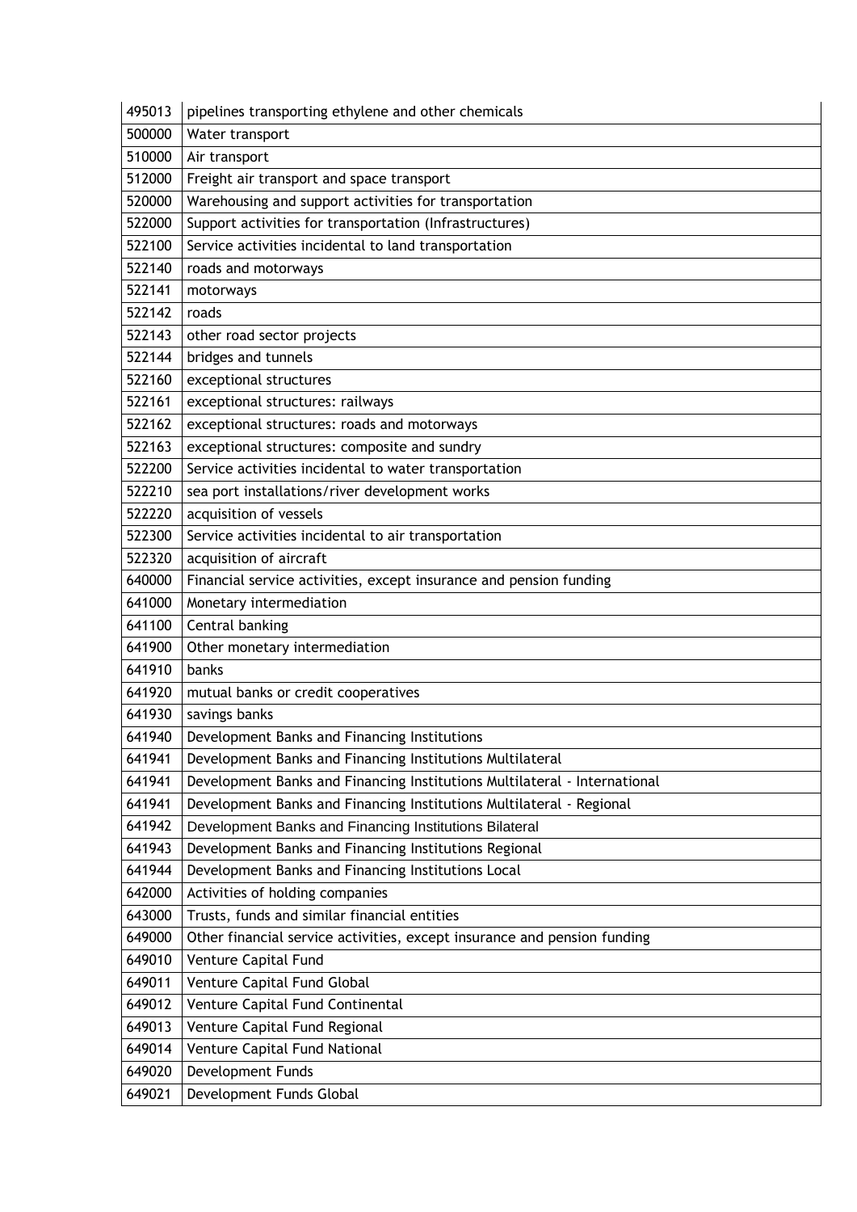| | |
|---|---|
| 495013 | pipelines transporting ethylene and other chemicals |
| 500000 | Water transport |
| 510000 | Air transport |
| 512000 | Freight air transport and space transport |
| 520000 | Warehousing and support activities for transportation |
| 522000 | Support activities for transportation (Infrastructures) |
| 522100 | Service activities incidental to land transportation |
| 522140 | roads and motorways |
| 522141 | motorways |
| 522142 | roads |
| 522143 | other road sector projects |
| 522144 | bridges and tunnels |
| 522160 | exceptional structures |
| 522161 | exceptional structures: railways |
| 522162 | exceptional structures: roads and motorways |
| 522163 | exceptional structures: composite and sundry |
| 522200 | Service activities incidental to water transportation |
| 522210 | sea port installations/river development works |
| 522220 | acquisition of vessels |
| 522300 | Service activities incidental to air transportation |
| 522320 | acquisition of aircraft |
| 640000 | Financial service activities, except insurance and pension funding |
| 641000 | Monetary intermediation |
| 641100 | Central banking |
| 641900 | Other monetary intermediation |
| 641910 | banks |
| 641920 | mutual banks or credit cooperatives |
| 641930 | savings banks |
| 641940 | Development Banks and Financing Institutions |
| 641941 | Development Banks and Financing Institutions Multilateral |
| 641941 | Development Banks and Financing Institutions Multilateral - International |
| 641941 | Development Banks and Financing Institutions Multilateral - Regional |
| 641942 | Development Banks and Financing Institutions Bilateral |
| 641943 | Development Banks and Financing Institutions Regional |
| 641944 | Development Banks and Financing Institutions Local |
| 642000 | Activities of holding companies |
| 643000 | Trusts, funds and similar financial entities |
| 649000 | Other financial service activities, except insurance and pension funding |
| 649010 | Venture Capital Fund |
| 649011 | Venture Capital Fund Global |
| 649012 | Venture Capital Fund Continental |
| 649013 | Venture Capital Fund Regional |
| 649014 | Venture Capital Fund National |
| 649020 | Development Funds |
| 649021 | Development Funds Global |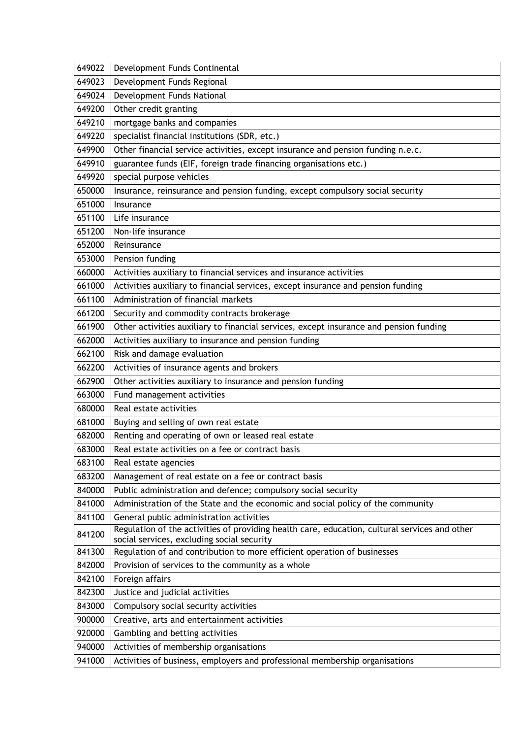| | |
|---|---|
| 649022 | Development Funds Continental |
| 649023 | Development Funds Regional |
| 649024 | Development Funds National |
| 649200 | Other credit granting |
| 649210 | mortgage banks and companies |
| 649220 | specialist financial institutions (SDR, etc.) |
| 649900 | Other financial service activities, except insurance and pension funding n.e.c. |
| 649910 | guarantee funds (EIF, foreign trade financing organisations etc.) |
| 649920 | special purpose vehicles |
| 650000 | Insurance, reinsurance and pension funding, except compulsory social security |
| 651000 | Insurance |
| 651100 | Life insurance |
| 651200 | Non-life insurance |
| 652000 | Reinsurance |
| 653000 | Pension funding |
| 660000 | Activities auxiliary to financial services and insurance activities |
| 661000 | Activities auxiliary to financial services, except insurance and pension funding |
| 661100 | Administration of financial markets |
| 661200 | Security and commodity contracts brokerage |
| 661900 | Other activities auxiliary to financial services, except insurance and pension funding |
| 662000 | Activities auxiliary to insurance and pension funding |
| 662100 | Risk and damage evaluation |
| 662200 | Activities of insurance agents and brokers |
| 662900 | Other activities auxiliary to insurance and pension funding |
| 663000 | Fund management activities |
| 680000 | Real estate activities |
| 681000 | Buying and selling of own real estate |
| 682000 | Renting and operating of own or leased real estate |
| 683000 | Real estate activities on a fee or contract basis |
| 683100 | Real estate agencies |
| 683200 | Management of real estate on a fee or contract basis |
| 840000 | Public administration and defence; compulsory social security |
| 841000 | Administration of the State and the economic and social policy of the community |
| 841100 | General public administration activities |
| 841200 | Regulation of the activities of providing health care, education, cultural services and other social services, excluding social security |
| 841300 | Regulation of and contribution to more efficient operation of businesses |
| 842000 | Provision of services to the community as a whole |
| 842100 | Foreign affairs |
| 842300 | Justice and judicial activities |
| 843000 | Compulsory social security activities |
| 900000 | Creative, arts and entertainment activities |
| 920000 | Gambling and betting activities |
| 940000 | Activities of membership organisations |
| 941000 | Activities of business, employers and professional membership organisations |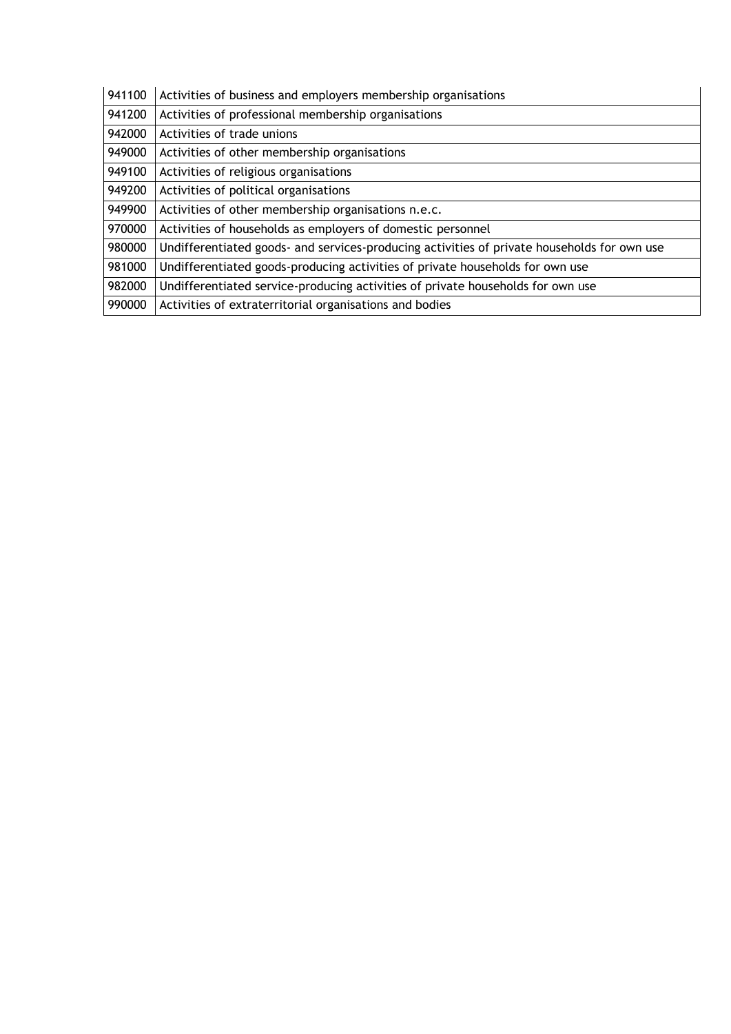| | |
|---|---|
| 941100 | Activities of business and employers membership organisations |
| 941200 | Activities of professional membership organisations |
| 942000 | Activities of trade unions |
| 949000 | Activities of other membership organisations |
| 949100 | Activities of religious organisations |
| 949200 | Activities of political organisations |
| 949900 | Activities of other membership organisations n.e.c. |
| 970000 | Activities of households as employers of domestic personnel |
| 980000 | Undifferentiated goods- and services-producing activities of private households for own use |
| 981000 | Undifferentiated goods-producing activities of private households for own use |
| 982000 | Undifferentiated service-producing activities of private households for own use |
| 990000 | Activities of extraterritorial organisations and bodies |